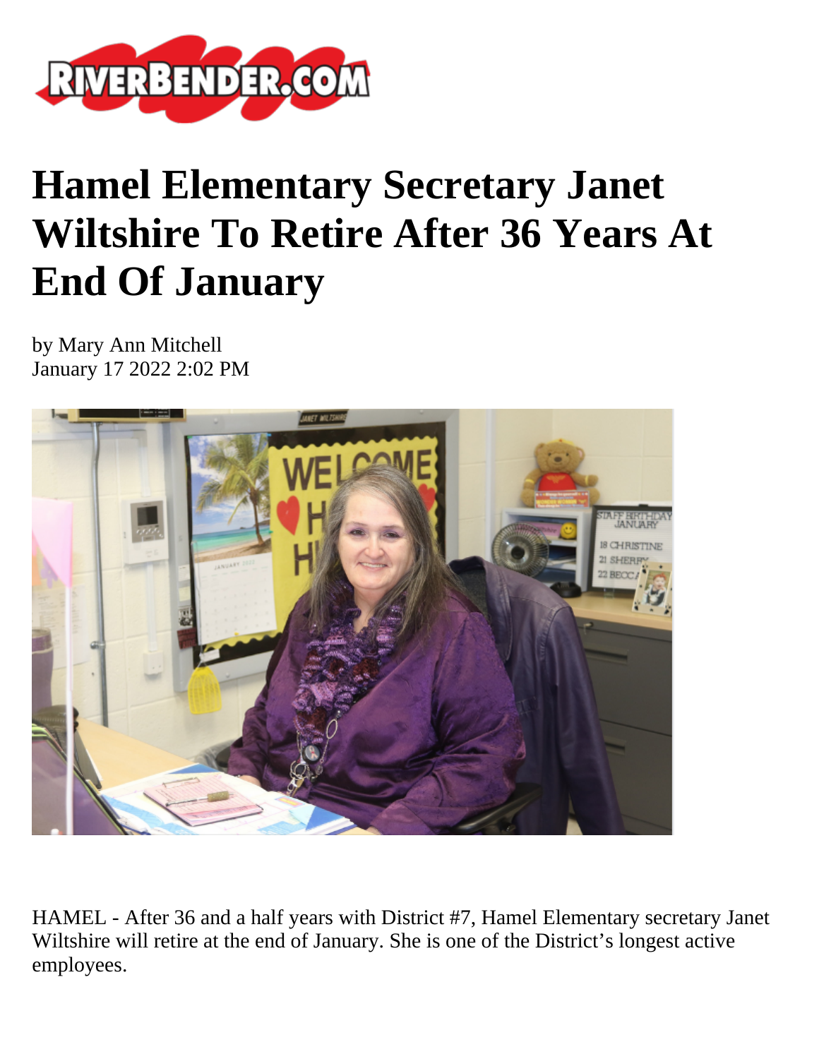# Hamel Elementary Secretary Janet Wiltshire To Retire After 36 Years At End Of January

by Mary Ann Mitchell
January 17 2022 2:02 PM

HAMEL - After 36 and a half years with District #7, Hamel Elementary secretary Janet Wiltshire will retire at the end of January. She is one of the District's longest active employees.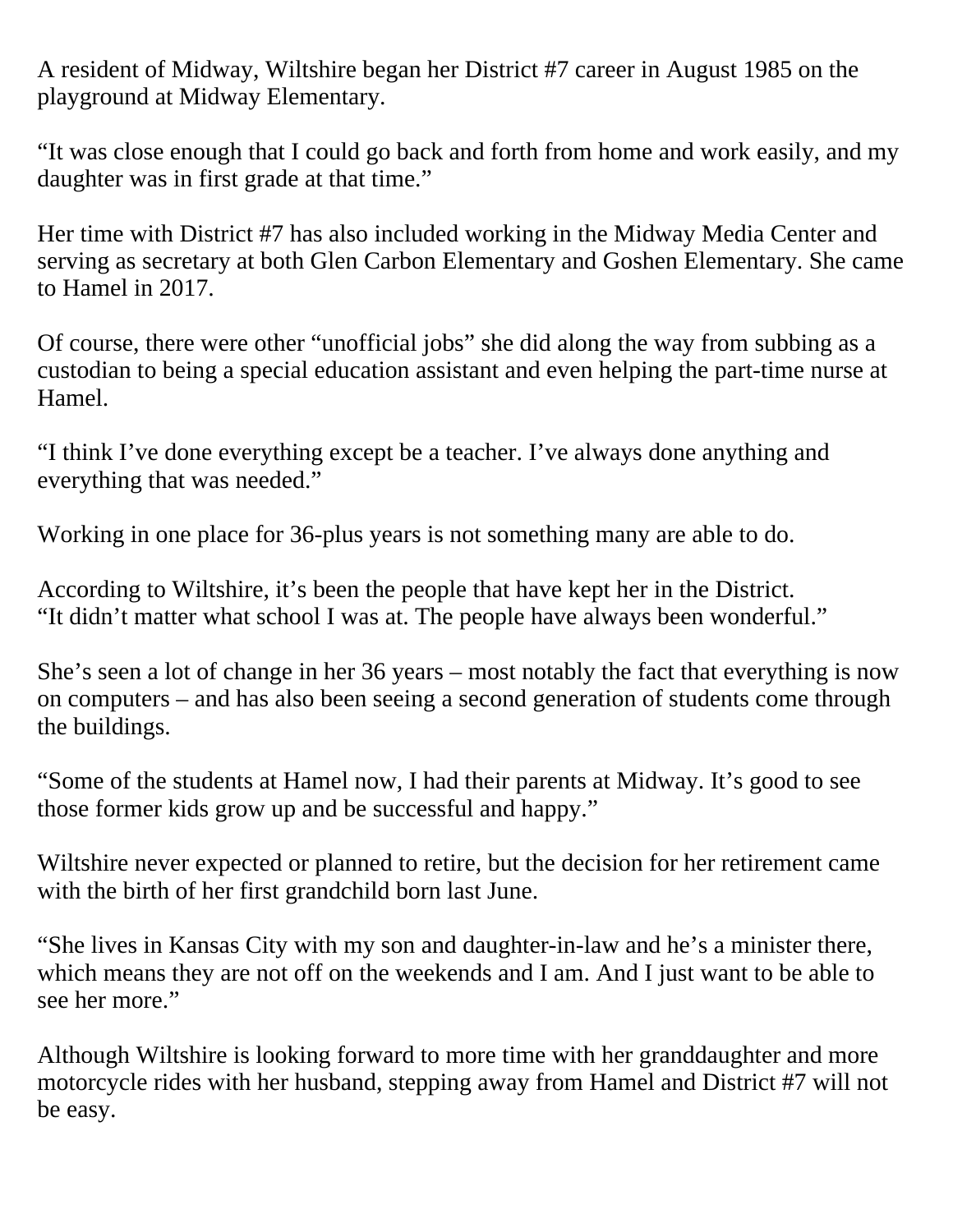A resident of Midway, Wiltshire began her District #7 career in August 1985 on the playground at Midway Elementary.

"It was close enough that I could go back and forth from home and work easily, and my daughter was in first grade at that time."

Her time with District #7 has also included working in the Midway Media Center and serving as secretary at both Glen Carbon Elementary and Goshen Elementary. She came to Hamel in 2017.

Of course, there were other "unofficial jobs" she did along the way from subbing as a custodian to being a special education assistant and even helping the part-time nurse at Hamel.

"I think I've done everything except be a teacher. I've always done anything and everything that was needed."

Working in one place for 36-plus years is not something many are able to do.

According to Wiltshire, it's been the people that have kept her in the District.
"It didn't matter what school I was at. The people have always been wonderful."

She's seen a lot of change in her 36 years – most notably the fact that everything is now on computers – and has also been seeing a second generation of students come through the buildings.

"Some of the students at Hamel now, I had their parents at Midway. It's good to see those former kids grow up and be successful and happy."

Wiltshire never expected or planned to retire, but the decision for her retirement came with the birth of her first grandchild born last June.

"She lives in Kansas City with my son and daughter-in-law and he's a minister there, which means they are not off on the weekends and I am. And I just want to be able to see her more."

Although Wiltshire is looking forward to more time with her granddaughter and more motorcycle rides with her husband, stepping away from Hamel and District #7 will not be easy.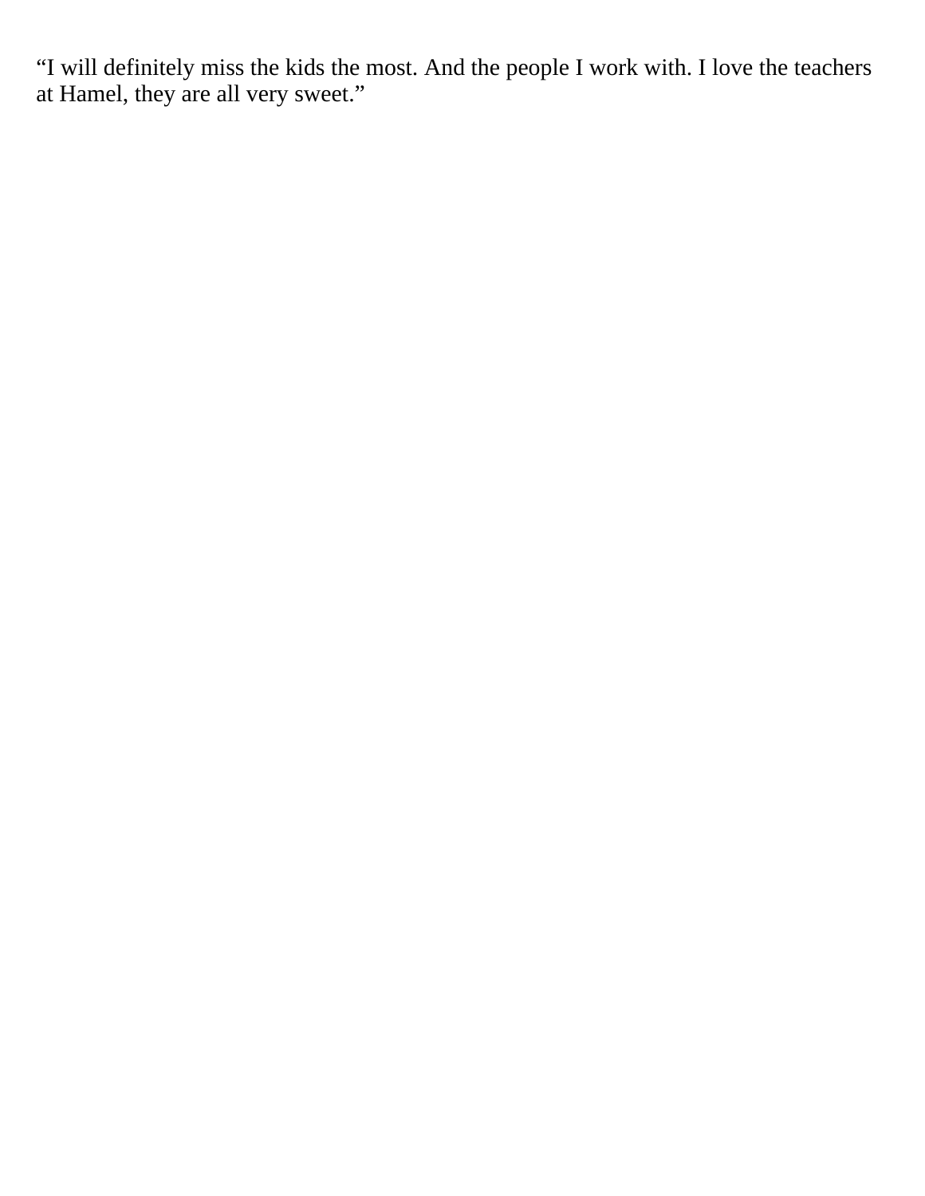“I will definitely miss the kids the most. And the people I work with. I love the teachers at Hamel, they are all very sweet.”